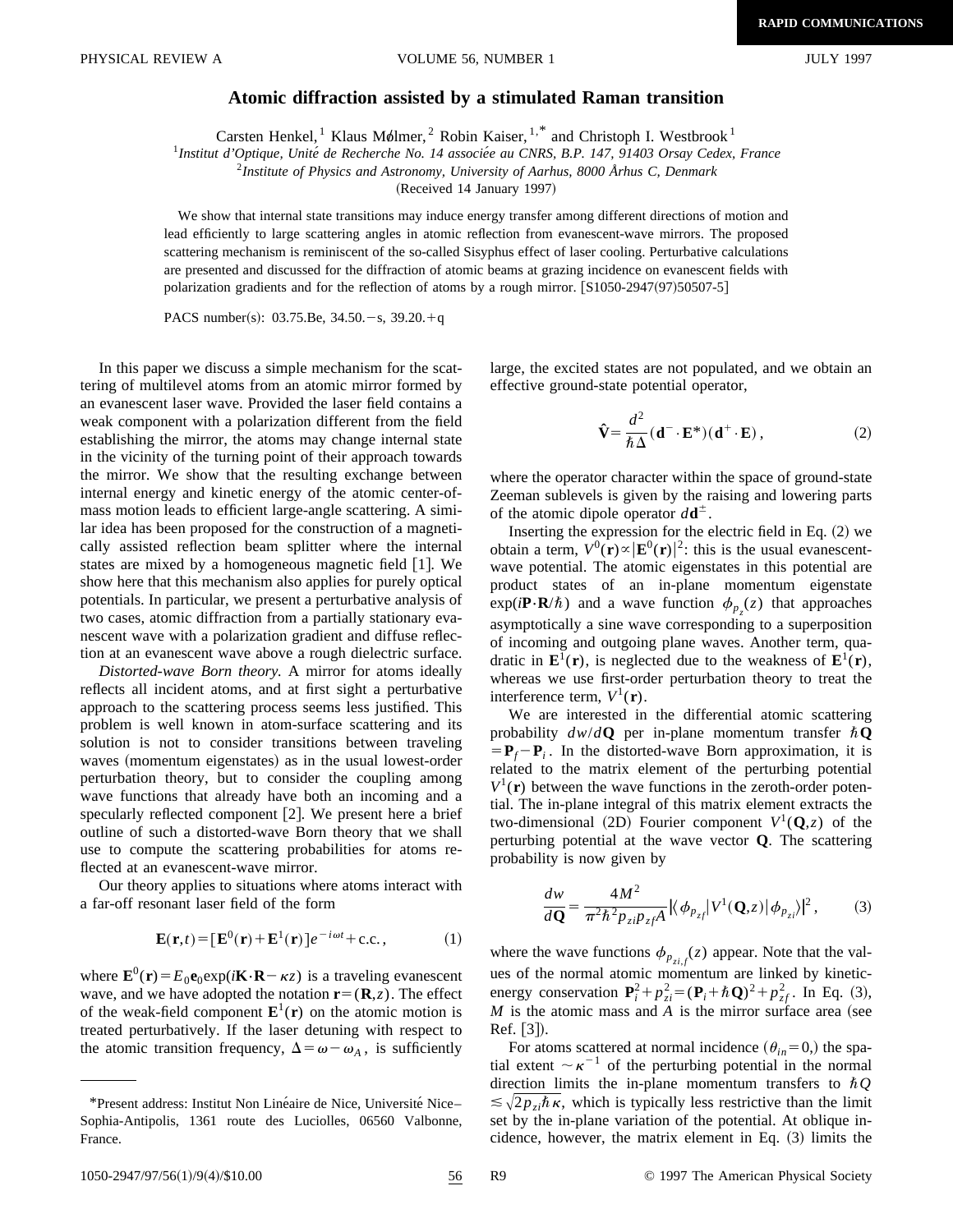# Atomic diffraction assisted by a stimulated Raman transition

Carsten Henkel,[1] Klaus Mølmer,[2] Robin Kaiser,[1,*] and Christoph I. Westbrook[1]

[1]*Institut d'Optique, Unité de Recherche No. 14 associée au CNRS, B.P. 147, 91403 Orsay Cedex, France*

[2]*Institute of Physics and Astronomy, University of Aarhus, 8000 Århus C, Denmark*

(Received 14 January 1997)

We show that internal state transitions may induce energy transfer among different directions of motion and lead efficiently to large scattering angles in atomic reflection from evanescent-wave mirrors. The proposed scattering mechanism is reminiscent of the so-called Sisyphus effect of laser cooling. Perturbative calculations are presented and discussed for the diffraction of atomic beams at grazing incidence on evanescent fields with polarization gradients and for the reflection of atoms by a rough mirror. [S1050-2947(97)50507-5]

PACS number(s): 03.75.Be, 34.50.−s, 39.20.+q

In this paper we discuss a simple mechanism for the scattering of multilevel atoms from an atomic mirror formed by an evanescent laser wave. Provided the laser field contains a weak component with a polarization different from the field establishing the mirror, the atoms may change internal state in the vicinity of the turning point of their approach towards the mirror. We show that the resulting exchange between internal energy and kinetic energy of the atomic center-of-mass motion leads to efficient large-angle scattering. A similar idea has been proposed for the construction of a magnetically assisted reflection beam splitter where the internal states are mixed by a homogeneous magnetic field [1]. We show here that this mechanism also applies for purely optical potentials. In particular, we present a perturbative analysis of two cases, atomic diffraction from a partially stationary evanescent wave with a polarization gradient and diffuse reflection at an evanescent wave above a rough dielectric surface.

*Distorted-wave Born theory.* A mirror for atoms ideally reflects all incident atoms, and at first sight a perturbative approach to the scattering process seems less justified. This problem is well known in atom-surface scattering and its solution is not to consider transitions between traveling waves (momentum eigenstates) as in the usual lowest-order perturbation theory, but to consider the coupling among wave functions that already have both an incoming and a specularly reflected component [2]. We present here a brief outline of such a distorted-wave Born theory that we shall use to compute the scattering probabilities for atoms reflected at an evanescent-wave mirror.

Our theory applies to situations where atoms interact with a far-off resonant laser field of the form

$$\mathbf{E}(\mathbf{r},t)=[\mathbf{E}^0(\mathbf{r})+\mathbf{E}^1(\mathbf{r})]e^{-i\omega t}+\text{c.c.}, \tag{1}$$

where $\mathbf{E}^0(\mathbf{r})=E_0\mathbf{e}_0\exp(i\mathbf{K}\cdot\mathbf{R}-\kappa z)$ is a traveling evanescent wave, and we have adopted the notation $\mathbf{r}=(\mathbf{R},z)$. The effect of the weak-field component $\mathbf{E}^1(\mathbf{r})$ on the atomic motion is treated perturbatively. If the laser detuning with respect to the atomic transition frequency, $\Delta=\omega-\omega_A$, is sufficiently large, the excited states are not populated, and we obtain an effective ground-state potential operator,

$$\hat{\mathbf{V}}=\frac{d^2}{\hbar\Delta}(\mathbf{d}^-\cdot\mathbf{E}^*)(\mathbf{d}^+\cdot\mathbf{E}), \tag{2}$$

where the operator character within the space of ground-state Zeeman sublevels is given by the raising and lowering parts of the atomic dipole operator $d\mathbf{d}^{\pm}$.

Inserting the expression for the electric field in Eq. (2) we obtain a term, $V^0(\mathbf{r})\propto|\mathbf{E}^0(\mathbf{r})|^2$: this is the usual evanescent-wave potential. The atomic eigenstates in this potential are product states of an in-plane momentum eigenstate $\exp(i\mathbf{P}\cdot\mathbf{R}/\hbar)$ and a wave function $\phi_{p_z}(z)$ that approaches asymptotically a sine wave corresponding to a superposition of incoming and outgoing plane waves. Another term, quadratic in $\mathbf{E}^1(\mathbf{r})$, is neglected due to the weakness of $\mathbf{E}^1(\mathbf{r})$, whereas we use first-order perturbation theory to treat the interference term, $V^1(\mathbf{r})$.

We are interested in the differential atomic scattering probability $dw/d\mathbf{Q}$ per in-plane momentum transfer $\hbar\mathbf{Q}=\mathbf{P}_f-\mathbf{P}_i$. In the distorted-wave Born approximation, it is related to the matrix element of the perturbing potential $V^1(\mathbf{r})$ between the wave functions in the zeroth-order potential. The in-plane integral of this matrix element extracts the two-dimensional (2D) Fourier component $V^1(\mathbf{Q},z)$ of the perturbing potential at the wave vector $\mathbf{Q}$. The scattering probability is now given by

$$\frac{dw}{d\mathbf{Q}}=\frac{4M^2}{\pi^2\hbar^2 p_{zi}p_{zf}A}|\langle\phi_{p_{zf}}|V^1(\mathbf{Q},z)|\phi_{p_{zi}}\rangle|^2, \tag{3}$$

where the wave functions $\phi_{p_{zi,f}}(z)$ appear. Note that the values of the normal atomic momentum are linked by kinetic-energy conservation $\mathbf{P}_i^2+p_{zi}^2=(\mathbf{P}_i+\hbar\mathbf{Q})^2+p_{zf}^2$. In Eq. (3), $M$ is the atomic mass and $A$ is the mirror surface area (see Ref. [3]).

For atoms scattered at normal incidence ($\theta_{in}=0$,) the spatial extent $\sim\kappa^{-1}$ of the perturbing potential in the normal direction limits the in-plane momentum transfers to $\hbar Q\lesssim\sqrt{2p_{zi}\hbar\kappa}$, which is typically less restrictive than the limit set by the in-plane variation of the potential. At oblique incidence, however, the matrix element in Eq. (3) limits the

*Present address: Institut Non Linéaire de Nice, Université Nice–Sophia-Antipolis, 1361 route des Luciolles, 06560 Valbonne, France.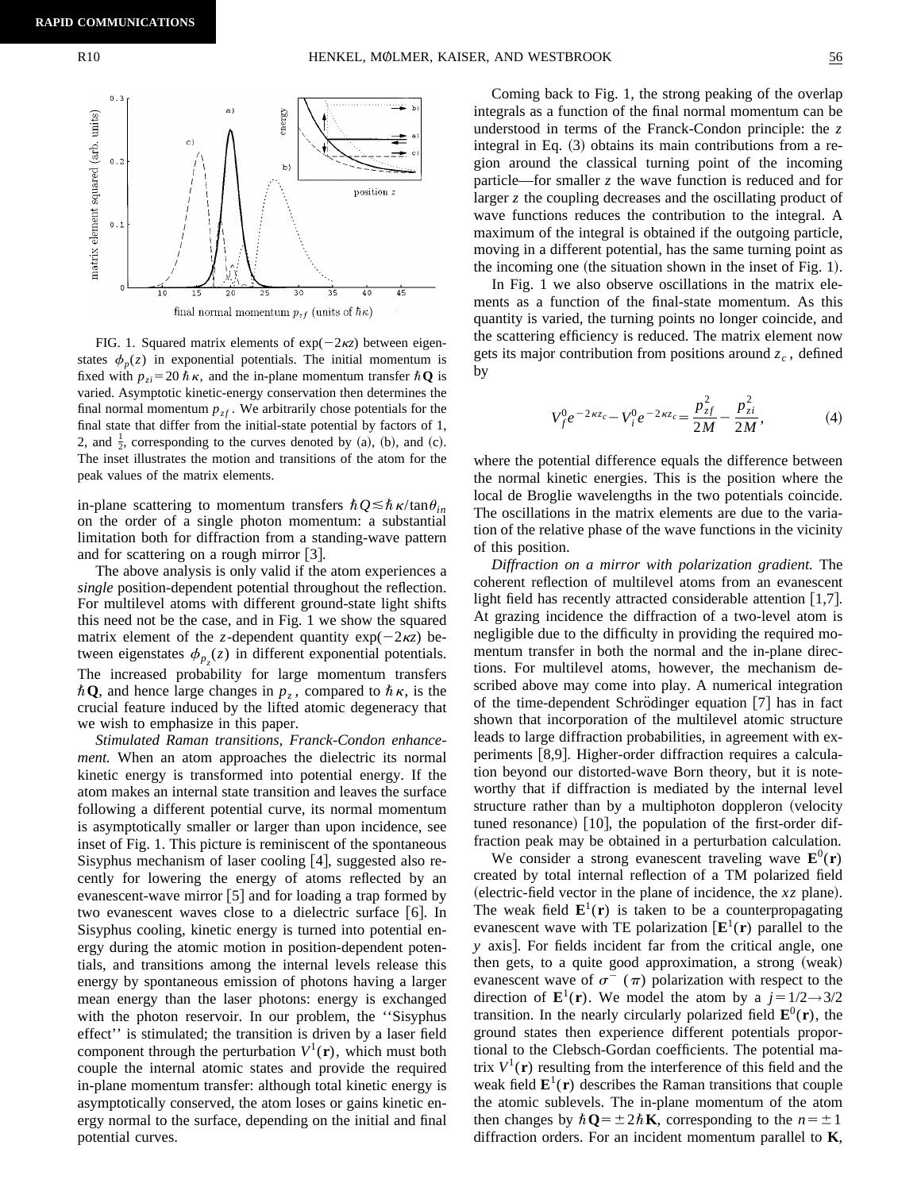FIG. 1. Squared matrix elements of $\exp(-2\kappa z)$ between eigenstates $\phi_p(z)$ in exponential potentials. The initial momentum is fixed with $p_{zi} = 20\,\hbar\kappa$, and the in-plane momentum transfer $\hbar\mathbf{Q}$ is varied. Asymptotic kinetic-energy conservation then determines the final normal momentum $p_{zf}$. We arbitrarily chose potentials for the final state that differ from the initial-state potential by factors of 1, 2, and $\frac{1}{2}$, corresponding to the curves denoted by (a), (b), and (c). The inset illustrates the motion and transitions of the atom for the peak values of the matrix elements.

in-plane scattering to momentum transfers $\hbar Q \lesssim \hbar\kappa/\tan\theta_{in}$ on the order of a single photon momentum: a substantial limitation both for diffraction from a standing-wave pattern and for scattering on a rough mirror [3].

The above analysis is only valid if the atom experiences a *single* position-dependent potential throughout the reflection. For multilevel atoms with different ground-state light shifts this need not be the case, and in Fig. 1 we show the squared matrix element of the $z$-dependent quantity $\exp(-2\kappa z)$ between eigenstates $\phi_{p_z}(z)$ in different exponential potentials. The increased probability for large momentum transfers $\hbar\mathbf{Q}$, and hence large changes in $p_z$, compared to $\hbar\kappa$, is the crucial feature induced by the lifted atomic degeneracy that we wish to emphasize in this paper.

*Stimulated Raman transitions, Franck-Condon enhancement.* When an atom approaches the dielectric its normal kinetic energy is transformed into potential energy. If the atom makes an internal state transition and leaves the surface following a different potential curve, its normal momentum is asymptotically smaller or larger than upon incidence, see inset of Fig. 1. This picture is reminiscent of the spontaneous Sisyphus mechanism of laser cooling [4], suggested also recently for lowering the energy of atoms reflected by an evanescent-wave mirror [5] and for loading a trap formed by two evanescent waves close to a dielectric surface [6]. In Sisyphus cooling, kinetic energy is turned into potential energy during the atomic motion in position-dependent potentials, and transitions among the internal levels release this energy by spontaneous emission of photons having a larger mean energy than the laser photons: energy is exchanged with the photon reservoir. In our problem, the ''Sisyphus effect'' is stimulated; the transition is driven by a laser field component through the perturbation $V^1(\mathbf{r})$, which must both couple the internal atomic states and provide the required in-plane momentum transfer: although total kinetic energy is asymptotically conserved, the atom loses or gains kinetic energy normal to the surface, depending on the initial and final potential curves.

Coming back to Fig. 1, the strong peaking of the overlap integrals as a function of the final normal momentum can be understood in terms of the Franck-Condon principle: the $z$ integral in Eq. (3) obtains its main contributions from a region around the classical turning point of the incoming particle—for smaller $z$ the wave function is reduced and for larger $z$ the coupling decreases and the oscillating product of wave functions reduces the contribution to the integral. A maximum of the integral is obtained if the outgoing particle, moving in a different potential, has the same turning point as the incoming one (the situation shown in the inset of Fig. 1).

In Fig. 1 we also observe oscillations in the matrix elements as a function of the final-state momentum. As this quantity is varied, the turning points no longer coincide, and the scattering efficiency is reduced. The matrix element now gets its major contribution from positions around $z_c$, defined by

$$V_f^0 e^{-2\kappa z_c} - V_i^0 e^{-2\kappa z_c} = \frac{p_{zf}^2}{2M} - \frac{p_{zi}^2}{2M}, \tag{4}$$

where the potential difference equals the difference between the normal kinetic energies. This is the position where the local de Broglie wavelengths in the two potentials coincide. The oscillations in the matrix elements are due to the variation of the relative phase of the wave functions in the vicinity of this position.

*Diffraction on a mirror with polarization gradient.* The coherent reflection of multilevel atoms from an evanescent light field has recently attracted considerable attention [1,7]. At grazing incidence the diffraction of a two-level atom is negligible due to the difficulty in providing the required momentum transfer in both the normal and the in-plane directions. For multilevel atoms, however, the mechanism described above may come into play. A numerical integration of the time-dependent Schrödinger equation [7] has in fact shown that incorporation of the multilevel atomic structure leads to large diffraction probabilities, in agreement with experiments [8,9]. Higher-order diffraction requires a calculation beyond our distorted-wave Born theory, but it is noteworthy that if diffraction is mediated by the internal level structure rather than by a multiphoton doppleron (velocity tuned resonance) [10], the population of the first-order diffraction peak may be obtained in a perturbation calculation.

We consider a strong evanescent traveling wave $\mathbf{E}^0(\mathbf{r})$ created by total internal reflection of a TM polarized field (electric-field vector in the plane of incidence, the $xz$ plane). The weak field $\mathbf{E}^1(\mathbf{r})$ is taken to be a counterpropagating evanescent wave with TE polarization [$\mathbf{E}^1(\mathbf{r})$ parallel to the $y$ axis]. For fields incident far from the critical angle, one then gets, to a quite good approximation, a strong (weak) evanescent wave of $\sigma^-$ ($\pi$) polarization with respect to the direction of $\mathbf{E}^1(\mathbf{r})$. We model the atom by a $j = 1/2 \rightarrow 3/2$ transition. In the nearly circularly polarized field $\mathbf{E}^0(\mathbf{r})$, the ground states then experience different potentials proportional to the Clebsch-Gordan coefficients. The potential matrix $V^1(\mathbf{r})$ resulting from the interference of this field and the weak field $\mathbf{E}^1(\mathbf{r})$ describes the Raman transitions that couple the atomic sublevels. The in-plane momentum of the atom then changes by $\hbar\mathbf{Q} = \pm 2\hbar\mathbf{K}$, corresponding to the $n = \pm 1$ diffraction orders. For an incident momentum parallel to $\mathbf{K}$,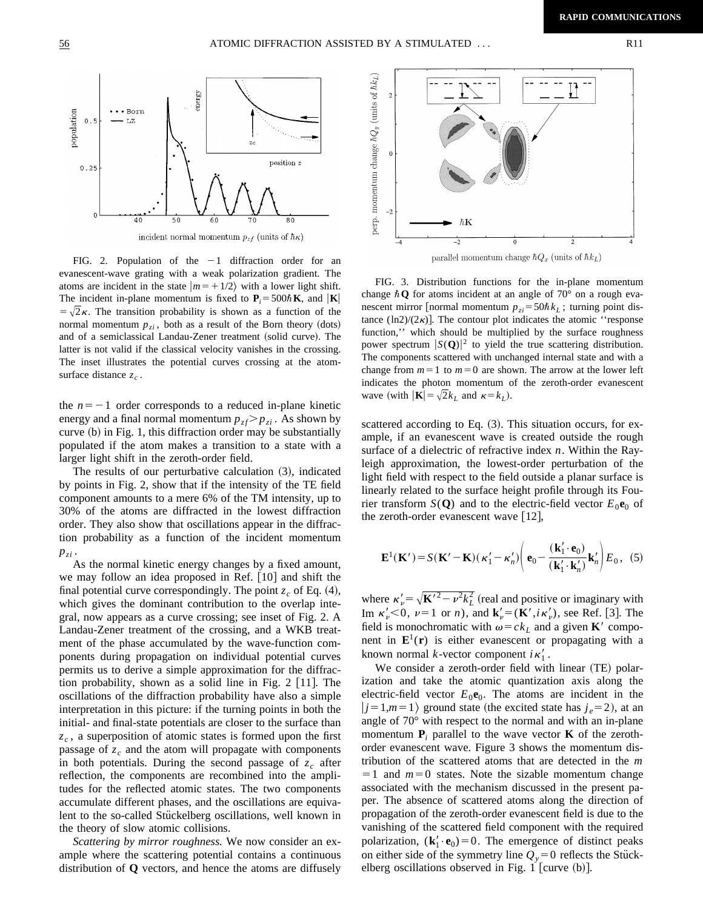FIG. 2. Population of the $-1$ diffraction order for an evanescent-wave grating with a weak polarization gradient. The atoms are incident in the state $|m=+1/2\rangle$ with a lower light shift. The incident in-plane momentum is fixed to $\mathbf{P}_i = 500\hbar\mathbf{K}$, and $|\mathbf{K}| = \sqrt{2}\kappa$. The transition probability is shown as a function of the normal momentum $p_{zi}$, both as a result of the Born theory (dots) and of a semiclassical Landau-Zener treatment (solid curve). The latter is not valid if the classical velocity vanishes in the crossing. The inset illustrates the potential curves crossing at the atom-surface distance $z_c$.

the $n=-1$ order corresponds to a reduced in-plane kinetic energy and a final normal momentum $p_{zf} > p_{zi}$. As shown by curve (b) in Fig. 1, this diffraction order may be substantially populated if the atom makes a transition to a state with a larger light shift in the zeroth-order field.

The results of our perturbative calculation (3), indicated by points in Fig. 2, show that if the intensity of the TE field component amounts to a mere 6% of the TM intensity, up to 30% of the atoms are diffracted in the lowest diffraction order. They also show that oscillations appear in the diffraction probability as a function of the incident momentum $p_{zi}$.

As the normal kinetic energy changes by a fixed amount, we may follow an idea proposed in Ref. [10] and shift the final potential curve correspondingly. The point $z_c$ of Eq. (4), which gives the dominant contribution to the overlap integral, now appears as a curve crossing; see inset of Fig. 2. A Landau-Zener treatment of the crossing, and a WKB treatment of the phase accumulated by the wave-function components during propagation on individual potential curves permits us to derive a simple approximation for the diffraction probability, shown as a solid line in Fig. 2 [11]. The oscillations of the diffraction probability have also a simple interpretation in this picture: if the turning points in both the initial- and final-state potentials are closer to the surface than $z_c$, a superposition of atomic states is formed upon the first passage of $z_c$ and the atom will propagate with components in both potentials. During the second passage of $z_c$ after reflection, the components are recombined into the amplitudes for the reflected atomic states. The two components accumulate different phases, and the oscillations are equivalent to the so-called Stückelberg oscillations, well known in the theory of slow atomic collisions.

*Scattering by mirror roughness.* We now consider an example where the scattering potential contains a continuous distribution of $\mathbf{Q}$ vectors, and hence the atoms are diffusely

FIG. 3. Distribution functions for the in-plane momentum change $\hbar\mathbf{Q}$ for atoms incident at an angle of 70° on a rough evanescent mirror [normal momentum $p_{zi} = 50\hbar k_L$; turning point distance $(\ln 2)/(2\kappa)$]. The contour plot indicates the atomic "response function," which should be multiplied by the surface roughness power spectrum $|S(\mathbf{Q})|^2$ to yield the true scattering distribution. The components scattered with unchanged internal state and with a change from $m=1$ to $m=0$ are shown. The arrow at the lower left indicates the photon momentum of the zeroth-order evanescent wave (with $|\mathbf{K}| = \sqrt{2}k_L$ and $\kappa = k_L$).

scattered according to Eq. (3). This situation occurs, for example, if an evanescent wave is created outside the rough surface of a dielectric of refractive index $n$. Within the Rayleigh approximation, the lowest-order perturbation of the light field with respect to the field outside a planar surface is linearly related to the surface height profile through its Fourier transform $S(\mathbf{Q})$ and to the electric-field vector $E_0\mathbf{e}_0$ of the zeroth-order evanescent wave [12],

$$\mathbf{E}^1(\mathbf{K}') = S(\mathbf{K}' - \mathbf{K})(\kappa_1' - \kappa_n')\left(\mathbf{e}_0 - \frac{(\mathbf{k}_1' \cdot \mathbf{e}_0)}{(\mathbf{k}_1' \cdot \mathbf{k}_n')}\mathbf{k}_n'\right)E_0, \quad (5)$$

where $\kappa_\nu' = \sqrt{\mathbf{K}'^2 - \nu^2 k_L^2}$ (real and positive or imaginary with $\mathrm{Im}\,\kappa_\nu' < 0$, $\nu = 1$ or $n$), and $\mathbf{k}_\nu' = (\mathbf{K}', i\kappa_\nu')$, see Ref. [3]. The field is monochromatic with $\omega = ck_L$ and a given $\mathbf{K}'$ component in $\mathbf{E}^1(\mathbf{r})$ is either evanescent or propagating with a known normal $k$-vector component $i\kappa_1'$.

We consider a zeroth-order field with linear (TE) polarization and take the atomic quantization axis along the electric-field vector $E_0\mathbf{e}_0$. The atoms are incident in the $|j=1, m=1\rangle$ ground state (the excited state has $j_e = 2$), at an angle of 70° with respect to the normal and with an in-plane momentum $\mathbf{P}_i$ parallel to the wave vector $\mathbf{K}$ of the zeroth-order evanescent wave. Figure 3 shows the momentum distribution of the scattered atoms that are detected in the $m=1$ and $m=0$ states. Note the sizable momentum change associated with the mechanism discussed in the present paper. The absence of scattered atoms along the direction of propagation of the zeroth-order evanescent field is due to the vanishing of the scattered field component with the required polarization, $(\mathbf{k}_1' \cdot \mathbf{e}_0) = 0$. The emergence of distinct peaks on either side of the symmetry line $Q_y = 0$ reflects the Stückelberg oscillations observed in Fig. 1 [curve (b)].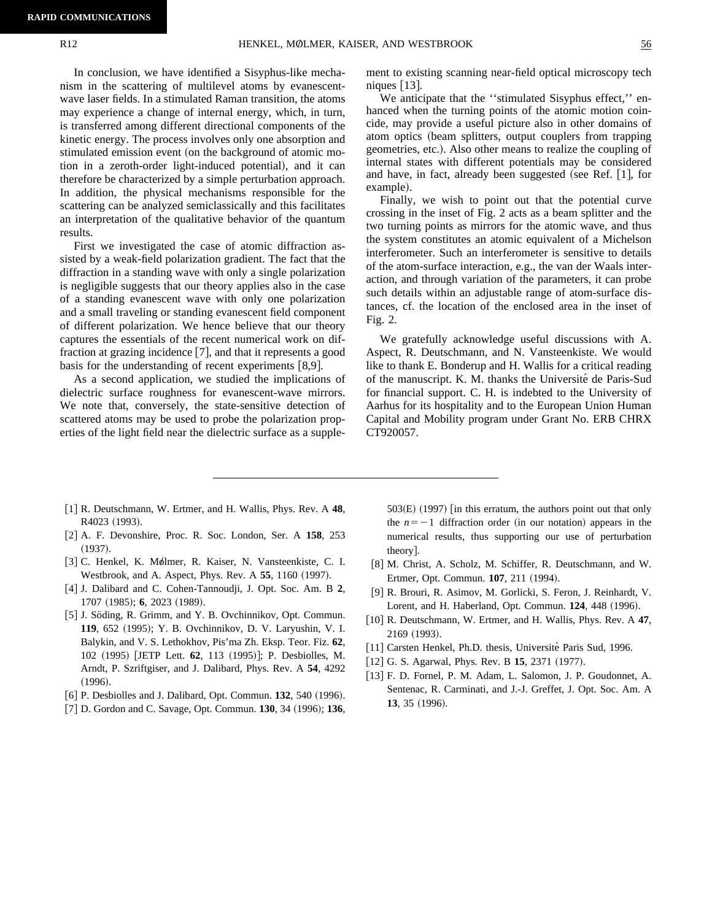In conclusion, we have identified a Sisyphus-like mechanism in the scattering of multilevel atoms by evanescent-wave laser fields. In a stimulated Raman transition, the atoms may experience a change of internal energy, which, in turn, is transferred among different directional components of the kinetic energy. The process involves only one absorption and stimulated emission event (on the background of atomic motion in a zeroth-order light-induced potential), and it can therefore be characterized by a simple perturbation approach. In addition, the physical mechanisms responsible for the scattering can be analyzed semiclassically and this facilitates an interpretation of the qualitative behavior of the quantum results.

First we investigated the case of atomic diffraction assisted by a weak-field polarization gradient. The fact that the diffraction in a standing wave with only a single polarization is negligible suggests that our theory applies also in the case of a standing evanescent wave with only one polarization and a small traveling or standing evanescent field component of different polarization. We hence believe that our theory captures the essentials of the recent numerical work on diffraction at grazing incidence [7], and that it represents a good basis for the understanding of recent experiments [8,9].

As a second application, we studied the implications of dielectric surface roughness for evanescent-wave mirrors. We note that, conversely, the state-sensitive detection of scattered atoms may be used to probe the polarization properties of the light field near the dielectric surface as a supplement to existing scanning near-field optical microscopy techniques [13].

We anticipate that the ''stimulated Sisyphus effect,'' enhanced when the turning points of the atomic motion coincide, may provide a useful picture also in other domains of atom optics (beam splitters, output couplers from trapping geometries, etc.). Also other means to realize the coupling of internal states with different potentials may be considered and have, in fact, already been suggested (see Ref. [1], for example).

Finally, we wish to point out that the potential curve crossing in the inset of Fig. 2 acts as a beam splitter and the two turning points as mirrors for the atomic wave, and thus the system constitutes an atomic equivalent of a Michelson interferometer. Such an interferometer is sensitive to details of the atom-surface interaction, e.g., the van der Waals interaction, and through variation of the parameters, it can probe such details within an adjustable range of atom-surface distances, cf. the location of the enclosed area in the inset of Fig. 2.

We gratefully acknowledge useful discussions with A. Aspect, R. Deutschmann, and N. Vansteenkiste. We would like to thank E. Bonderup and H. Wallis for a critical reading of the manuscript. K. M. thanks the Université de Paris-Sud for financial support. C. H. is indebted to the University of Aarhus for its hospitality and to the European Union Human Capital and Mobility program under Grant No. ERB CHRX CT920057.

---

[1] R. Deutschmann, W. Ertmer, and H. Wallis, Phys. Rev. A **48**, R4023 (1993).

[2] A. F. Devonshire, Proc. R. Soc. London, Ser. A **158**, 253 (1937).

[3] C. Henkel, K. Mølmer, R. Kaiser, N. Vansteenkiste, C. I. Westbrook, and A. Aspect, Phys. Rev. A **55**, 1160 (1997).

[4] J. Dalibard and C. Cohen-Tannoudji, J. Opt. Soc. Am. B **2**, 1707 (1985); **6**, 2023 (1989).

[5] J. Söding, R. Grimm, and Y. B. Ovchinnikov, Opt. Commun. **119**, 652 (1995); Y. B. Ovchinnikov, D. V. Laryushin, V. I. Balykin, and V. S. Lethokhov, Pis'ma Zh. Eksp. Teor. Fiz. **62**, 102 (1995) [JETP Lett. **62**, 113 (1995)]; P. Desbiolles, M. Arndt, P. Szriftgiser, and J. Dalibard, Phys. Rev. A **54**, 4292 (1996).

[6] P. Desbiolles and J. Dalibard, Opt. Commun. **132**, 540 (1996).

[7] D. Gordon and C. Savage, Opt. Commun. **130**, 34 (1996); **136**, 503(E) (1997) [in this erratum, the authors point out that only the $n=-1$ diffraction order (in our notation) appears in the numerical results, thus supporting our use of perturbation theory].

[8] M. Christ, A. Scholz, M. Schiffer, R. Deutschmann, and W. Ertmer, Opt. Commun. **107**, 211 (1994).

[9] R. Brouri, R. Asimov, M. Gorlicki, S. Feron, J. Reinhardt, V. Lorent, and H. Haberland, Opt. Commun. **124**, 448 (1996).

[10] R. Deutschmann, W. Ertmer, and H. Wallis, Phys. Rev. A **47**, 2169 (1993).

[11] Carsten Henkel, Ph.D. thesis, Université Paris Sud, 1996.

[12] G. S. Agarwal, Phys. Rev. B **15**, 2371 (1977).

[13] F. D. Fornel, P. M. Adam, L. Salomon, J. P. Goudonnet, A. Sentenac, R. Carminati, and J.-J. Greffet, J. Opt. Soc. Am. A **13**, 35 (1996).